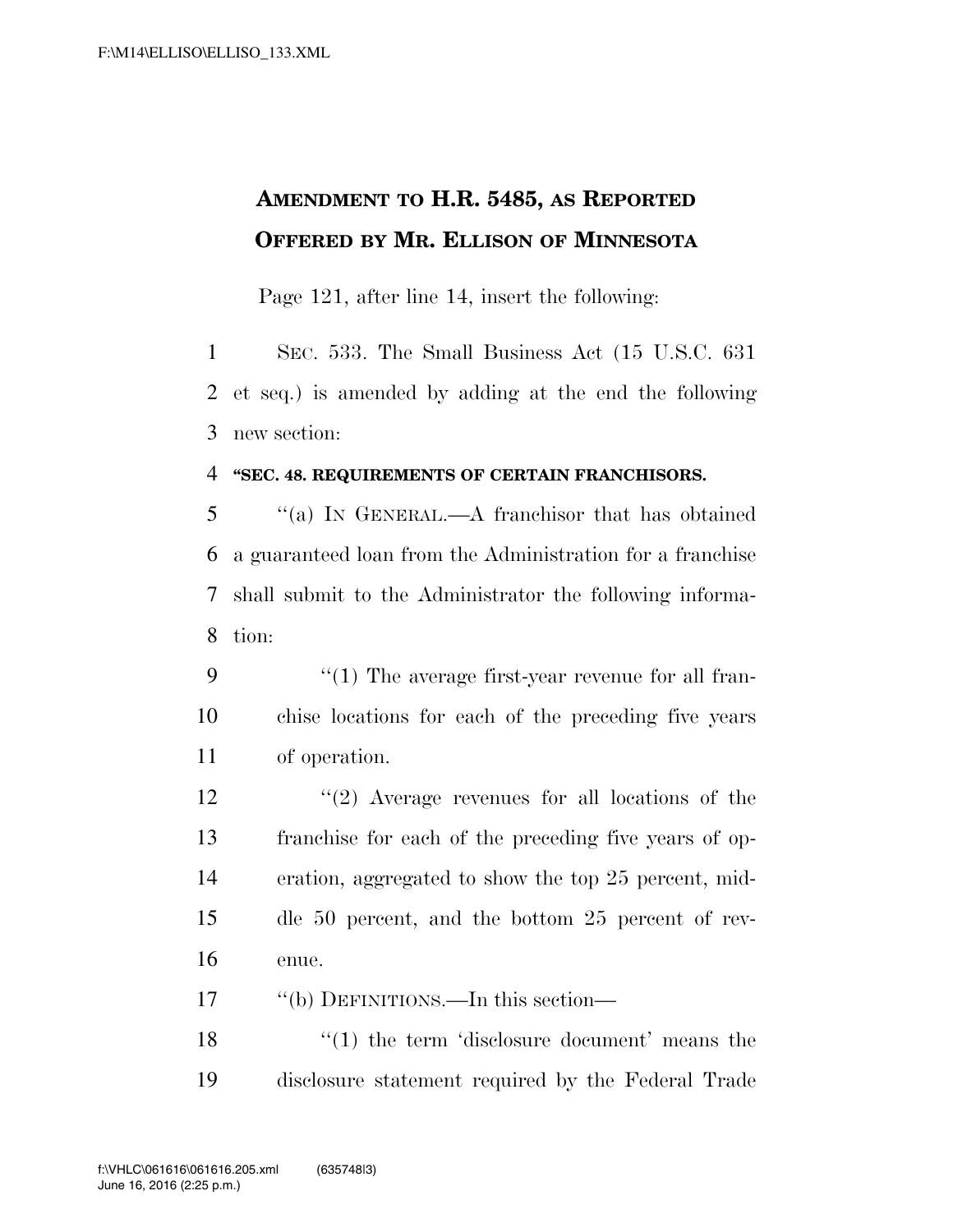# AMENDMENT TO H.R. 5485, AS REPORTED OFFERED BY MR. ELLISON OF MINNESOTA

Page 121, after line 14, insert the following:

SEC. 533. The Small Business Act (15 U.S.C. 631 et seq.) is amended by adding at the end the following new section:

**"SEC. 48. REQUIREMENTS OF CERTAIN FRANCHISORS.**

"(a) IN GENERAL.—A franchisor that has obtained a guaranteed loan from the Administration for a franchise shall submit to the Administrator the following information:

"(1) The average first-year revenue for all franchise locations for each of the preceding five years of operation.

"(2) Average revenues for all locations of the franchise for each of the preceding five years of operation, aggregated to show the top 25 percent, middle 50 percent, and the bottom 25 percent of revenue.

"(b) DEFINITIONS.—In this section—

"(1) the term 'disclosure document' means the disclosure statement required by the Federal Trade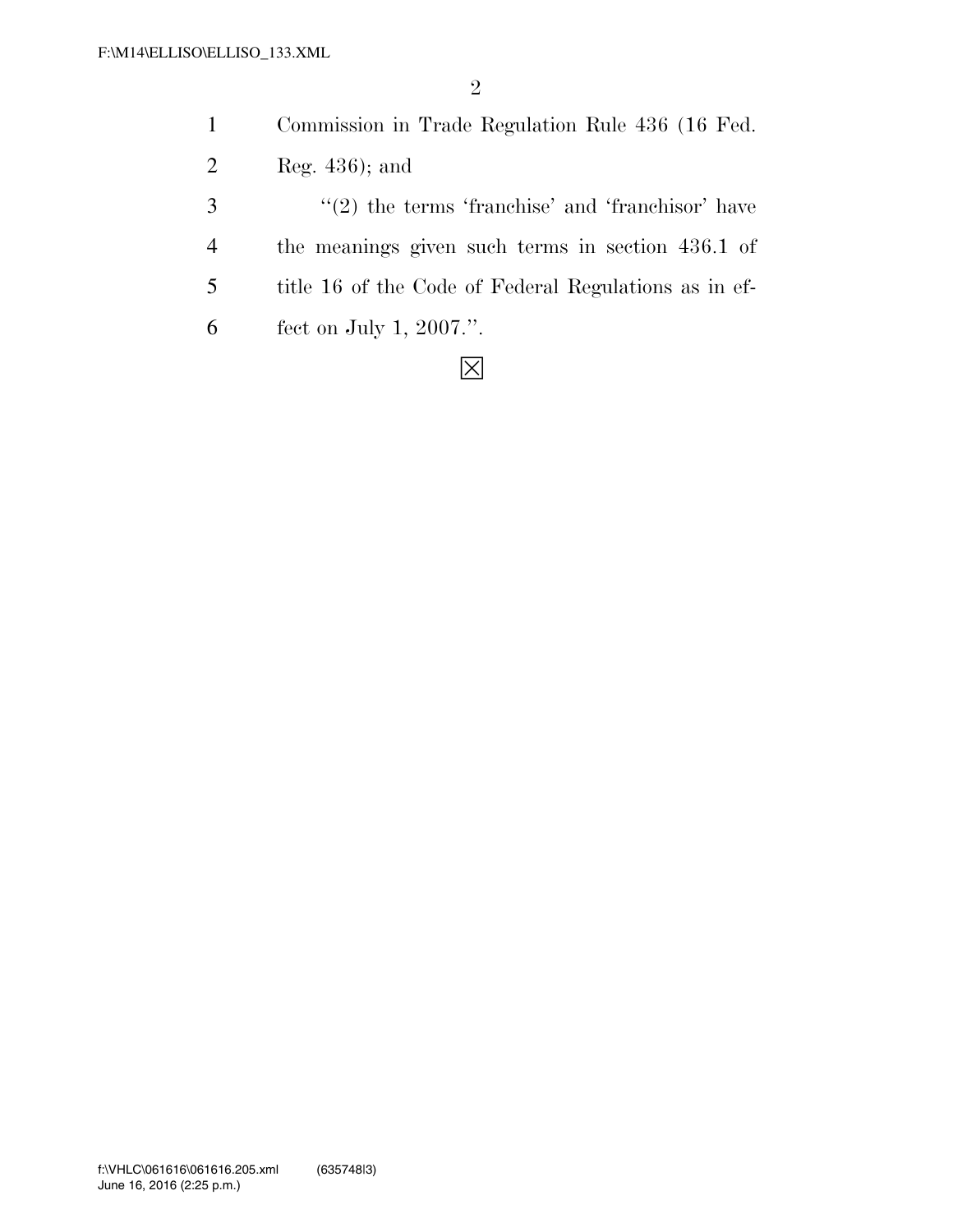Commission in Trade Regulation Rule 436 (16 Fed. Reg. 436); and

''(2) the terms 'franchise' and 'franchisor' have the meanings given such terms in section 436.1 of title 16 of the Code of Federal Regulations as in effect on July 1, 2007.''.